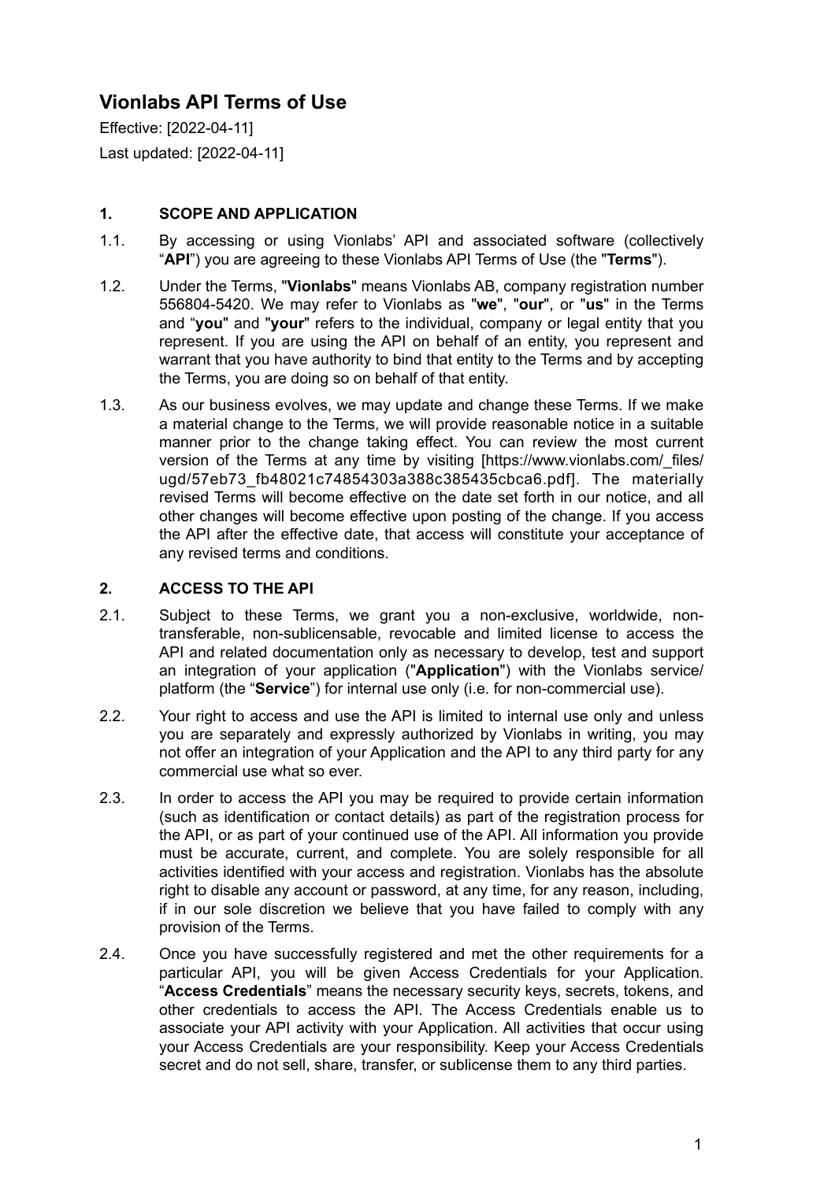# Vionlabs API Terms of Use

Effective: [2022-04-11]

Last updated: [2022-04-11]

## 1. SCOPE AND APPLICATION

1.1. By accessing or using Vionlabs' API and associated software (collectively "**API**") you are agreeing to these Vionlabs API Terms of Use (the "**Terms**").

1.2. Under the Terms, "**Vionlabs**" means Vionlabs AB, company registration number 556804-5420. We may refer to Vionlabs as "**we**", "**our**", or "**us**" in the Terms and "**you**" and "**your**" refers to the individual, company or legal entity that you represent. If you are using the API on behalf of an entity, you represent and warrant that you have authority to bind that entity to the Terms and by accepting the Terms, you are doing so on behalf of that entity.

1.3. As our business evolves, we may update and change these Terms. If we make a material change to the Terms, we will provide reasonable notice in a suitable manner prior to the change taking effect. You can review the most current version of the Terms at any time by visiting [https://www.vionlabs.com/_files/ugd/57eb73_fb48021c74854303a388c385435cbca6.pdf]. The materially revised Terms will become effective on the date set forth in our notice, and all other changes will become effective upon posting of the change. If you access the API after the effective date, that access will constitute your acceptance of any revised terms and conditions.

## 2. ACCESS TO THE API

2.1. Subject to these Terms, we grant you a non-exclusive, worldwide, non-transferable, non-sublicensable, revocable and limited license to access the API and related documentation only as necessary to develop, test and support an integration of your application ("**Application**") with the Vionlabs service/ platform (the "**Service**") for internal use only (i.e. for non-commercial use).

2.2. Your right to access and use the API is limited to internal use only and unless you are separately and expressly authorized by Vionlabs in writing, you may not offer an integration of your Application and the API to any third party for any commercial use what so ever.

2.3. In order to access the API you may be required to provide certain information (such as identification or contact details) as part of the registration process for the API, or as part of your continued use of the API. All information you provide must be accurate, current, and complete. You are solely responsible for all activities identified with your access and registration. Vionlabs has the absolute right to disable any account or password, at any time, for any reason, including, if in our sole discretion we believe that you have failed to comply with any provision of the Terms.

2.4. Once you have successfully registered and met the other requirements for a particular API, you will be given Access Credentials for your Application. "**Access Credentials**" means the necessary security keys, secrets, tokens, and other credentials to access the API. The Access Credentials enable us to associate your API activity with your Application. All activities that occur using your Access Credentials are your responsibility. Keep your Access Credentials secret and do not sell, share, transfer, or sublicense them to any third parties.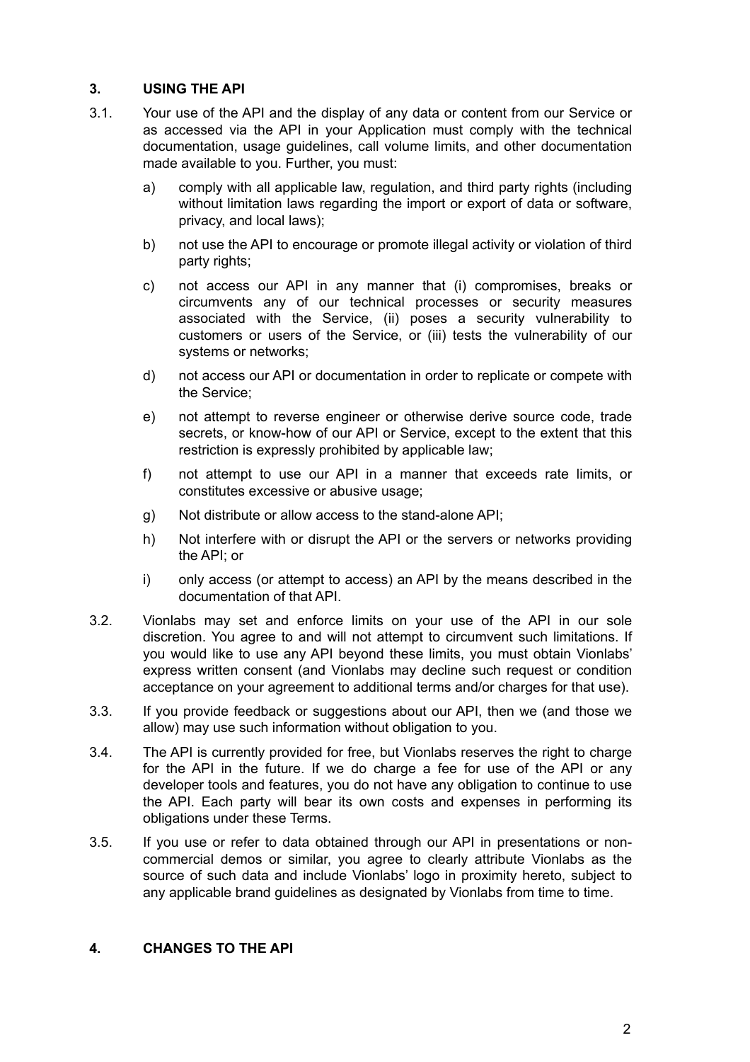## 3. USING THE API

3.1. Your use of the API and the display of any data or content from our Service or as accessed via the API in your Application must comply with the technical documentation, usage guidelines, call volume limits, and other documentation made available to you. Further, you must:

a) comply with all applicable law, regulation, and third party rights (including without limitation laws regarding the import or export of data or software, privacy, and local laws);

b) not use the API to encourage or promote illegal activity or violation of third party rights;

c) not access our API in any manner that (i) compromises, breaks or circumvents any of our technical processes or security measures associated with the Service, (ii) poses a security vulnerability to customers or users of the Service, or (iii) tests the vulnerability of our systems or networks;

d) not access our API or documentation in order to replicate or compete with the Service;

e) not attempt to reverse engineer or otherwise derive source code, trade secrets, or know-how of our API or Service, except to the extent that this restriction is expressly prohibited by applicable law;

f) not attempt to use our API in a manner that exceeds rate limits, or constitutes excessive or abusive usage;

g) Not distribute or allow access to the stand-alone API;

h) Not interfere with or disrupt the API or the servers or networks providing the API; or

i) only access (or attempt to access) an API by the means described in the documentation of that API.

3.2. Vionlabs may set and enforce limits on your use of the API in our sole discretion. You agree to and will not attempt to circumvent such limitations. If you would like to use any API beyond these limits, you must obtain Vionlabs' express written consent (and Vionlabs may decline such request or condition acceptance on your agreement to additional terms and/or charges for that use).

3.3. If you provide feedback or suggestions about our API, then we (and those we allow) may use such information without obligation to you.

3.4. The API is currently provided for free, but Vionlabs reserves the right to charge for the API in the future. If we do charge a fee for use of the API or any developer tools and features, you do not have any obligation to continue to use the API. Each party will bear its own costs and expenses in performing its obligations under these Terms.

3.5. If you use or refer to data obtained through our API in presentations or non-commercial demos or similar, you agree to clearly attribute Vionlabs as the source of such data and include Vionlabs' logo in proximity hereto, subject to any applicable brand guidelines as designated by Vionlabs from time to time.

## 4. CHANGES TO THE API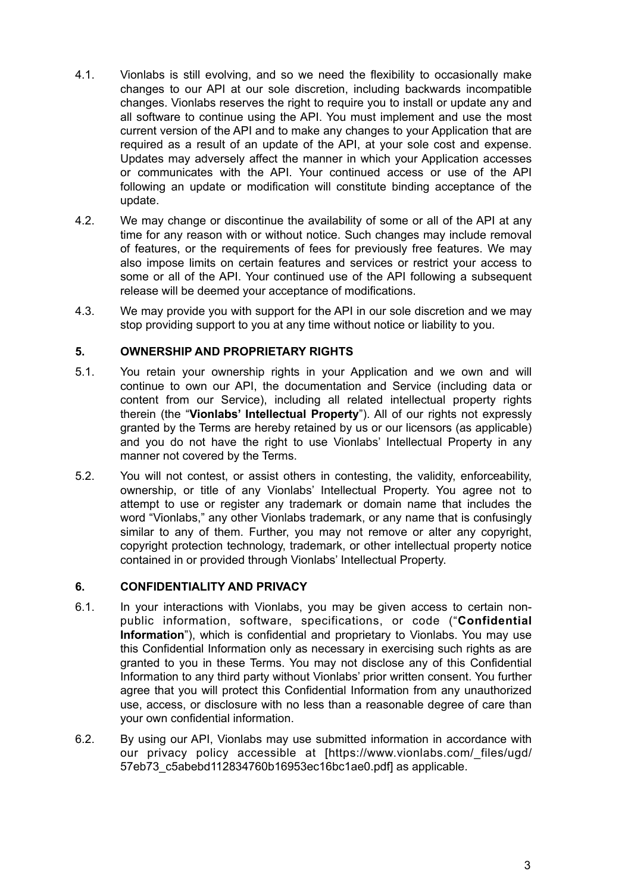4.1. Vionlabs is still evolving, and so we need the flexibility to occasionally make changes to our API at our sole discretion, including backwards incompatible changes. Vionlabs reserves the right to require you to install or update any and all software to continue using the API. You must implement and use the most current version of the API and to make any changes to your Application that are required as a result of an update of the API, at your sole cost and expense. Updates may adversely affect the manner in which your Application accesses or communicates with the API. Your continued access or use of the API following an update or modification will constitute binding acceptance of the update.

4.2. We may change or discontinue the availability of some or all of the API at any time for any reason with or without notice. Such changes may include removal of features, or the requirements of fees for previously free features. We may also impose limits on certain features and services or restrict your access to some or all of the API. Your continued use of the API following a subsequent release will be deemed your acceptance of modifications.

4.3. We may provide you with support for the API in our sole discretion and we may stop providing support to you at any time without notice or liability to you.

## 5. OWNERSHIP AND PROPRIETARY RIGHTS

5.1. You retain your ownership rights in your Application and we own and will continue to own our API, the documentation and Service (including data or content from our Service), including all related intellectual property rights therein (the "**Vionlabs' Intellectual Property**"). All of our rights not expressly granted by the Terms are hereby retained by us or our licensors (as applicable) and you do not have the right to use Vionlabs' Intellectual Property in any manner not covered by the Terms.

5.2. You will not contest, or assist others in contesting, the validity, enforceability, ownership, or title of any Vionlabs' Intellectual Property. You agree not to attempt to use or register any trademark or domain name that includes the word "Vionlabs," any other Vionlabs trademark, or any name that is confusingly similar to any of them. Further, you may not remove or alter any copyright, copyright protection technology, trademark, or other intellectual property notice contained in or provided through Vionlabs' Intellectual Property.

## 6. CONFIDENTIALITY AND PRIVACY

6.1. In your interactions with Vionlabs, you may be given access to certain non-public information, software, specifications, or code ("**Confidential Information**"), which is confidential and proprietary to Vionlabs. You may use this Confidential Information only as necessary in exercising such rights as are granted to you in these Terms. You may not disclose any of this Confidential Information to any third party without Vionlabs' prior written consent. You further agree that you will protect this Confidential Information from any unauthorized use, access, or disclosure with no less than a reasonable degree of care than your own confidential information.

6.2. By using our API, Vionlabs may use submitted information in accordance with our privacy policy accessible at [https://www.vionlabs.com/_files/ugd/57eb73_c5abebd112834760b16953ec16bc1ae0.pdf] as applicable.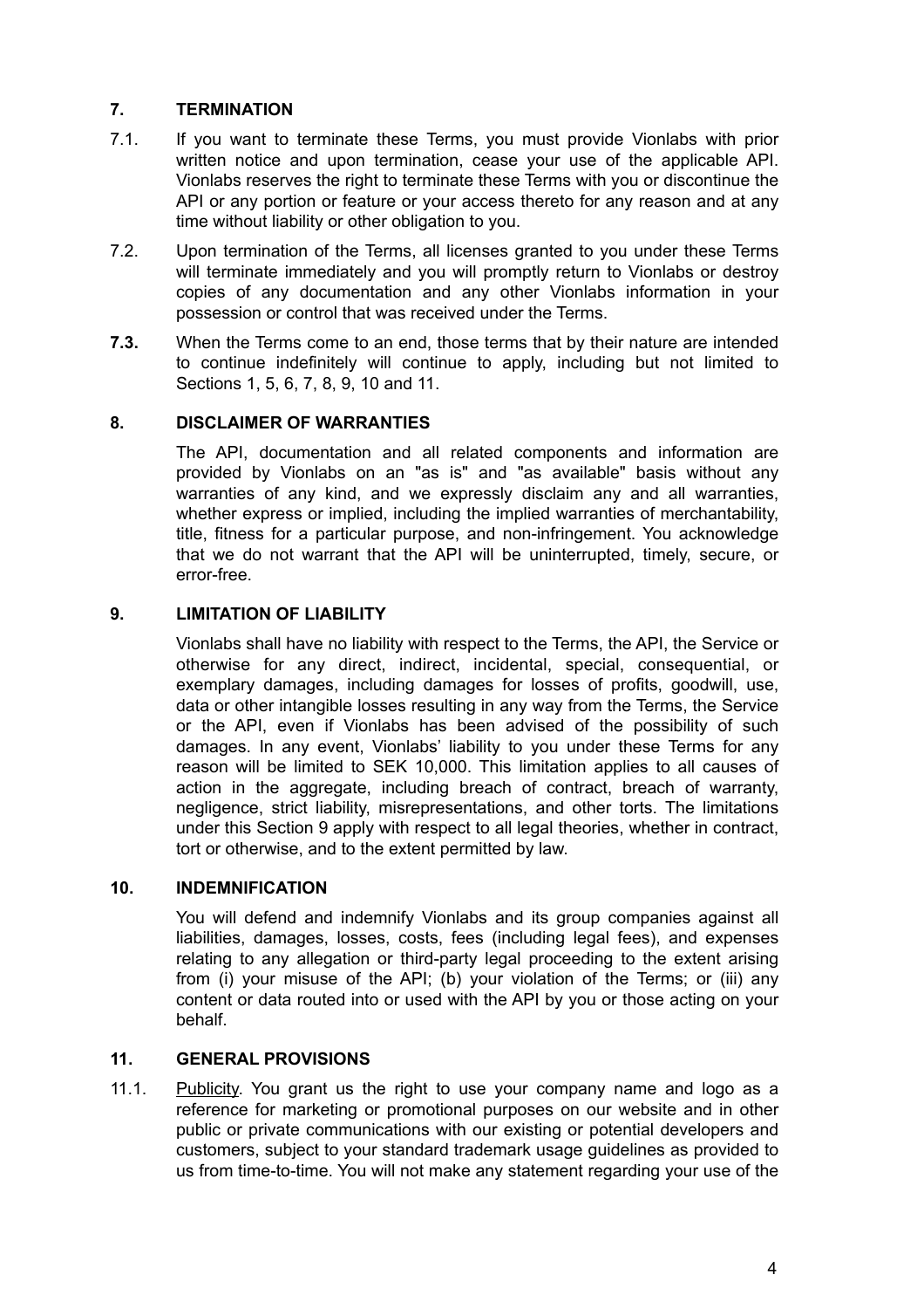## 7. TERMINATION

7.1. If you want to terminate these Terms, you must provide Vionlabs with prior written notice and upon termination, cease your use of the applicable API. Vionlabs reserves the right to terminate these Terms with you or discontinue the API or any portion or feature or your access thereto for any reason and at any time without liability or other obligation to you.

7.2. Upon termination of the Terms, all licenses granted to you under these Terms will terminate immediately and you will promptly return to Vionlabs or destroy copies of any documentation and any other Vionlabs information in your possession or control that was received under the Terms.

**7.3.** When the Terms come to an end, those terms that by their nature are intended to continue indefinitely will continue to apply, including but not limited to Sections 1, 5, 6, 7, 8, 9, 10 and 11.

## 8. DISCLAIMER OF WARRANTIES

The API, documentation and all related components and information are provided by Vionlabs on an "as is" and "as available" basis without any warranties of any kind, and we expressly disclaim any and all warranties, whether express or implied, including the implied warranties of merchantability, title, fitness for a particular purpose, and non-infringement. You acknowledge that we do not warrant that the API will be uninterrupted, timely, secure, or error-free.

## 9. LIMITATION OF LIABILITY

Vionlabs shall have no liability with respect to the Terms, the API, the Service or otherwise for any direct, indirect, incidental, special, consequential, or exemplary damages, including damages for losses of profits, goodwill, use, data or other intangible losses resulting in any way from the Terms, the Service or the API, even if Vionlabs has been advised of the possibility of such damages. In any event, Vionlabs' liability to you under these Terms for any reason will be limited to SEK 10,000. This limitation applies to all causes of action in the aggregate, including breach of contract, breach of warranty, negligence, strict liability, misrepresentations, and other torts. The limitations under this Section 9 apply with respect to all legal theories, whether in contract, tort or otherwise, and to the extent permitted by law.

## 10. INDEMNIFICATION

You will defend and indemnify Vionlabs and its group companies against all liabilities, damages, losses, costs, fees (including legal fees), and expenses relating to any allegation or third-party legal proceeding to the extent arising from (i) your misuse of the API; (b) your violation of the Terms; or (iii) any content or data routed into or used with the API by you or those acting on your behalf.

## 11. GENERAL PROVISIONS

11.1. Publicity. You grant us the right to use your company name and logo as a reference for marketing or promotional purposes on our website and in other public or private communications with our existing or potential developers and customers, subject to your standard trademark usage guidelines as provided to us from time-to-time. You will not make any statement regarding your use of the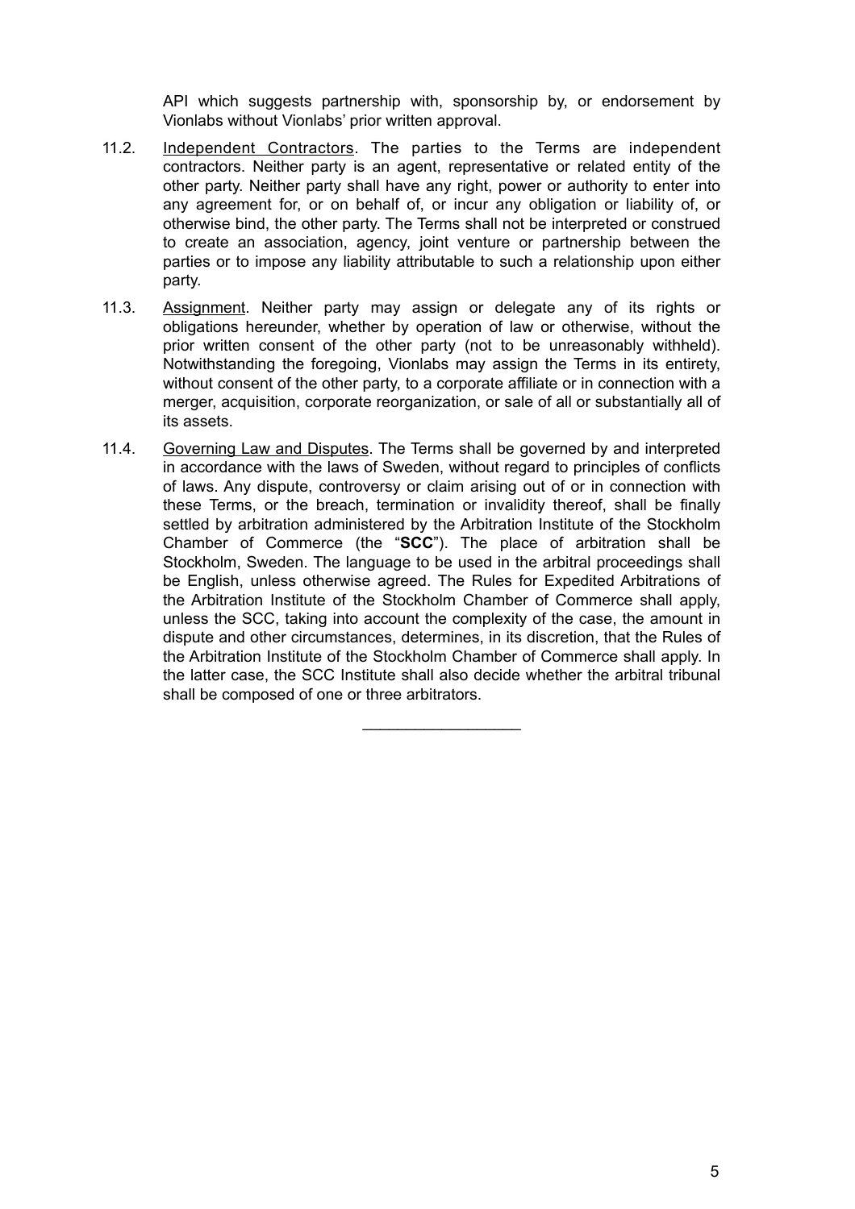API which suggests partnership with, sponsorship by, or endorsement by Vionlabs without Vionlabs' prior written approval.

11.2. Independent Contractors. The parties to the Terms are independent contractors. Neither party is an agent, representative or related entity of the other party. Neither party shall have any right, power or authority to enter into any agreement for, or on behalf of, or incur any obligation or liability of, or otherwise bind, the other party. The Terms shall not be interpreted or construed to create an association, agency, joint venture or partnership between the parties or to impose any liability attributable to such a relationship upon either party.

11.3. Assignment. Neither party may assign or delegate any of its rights or obligations hereunder, whether by operation of law or otherwise, without the prior written consent of the other party (not to be unreasonably withheld). Notwithstanding the foregoing, Vionlabs may assign the Terms in its entirety, without consent of the other party, to a corporate affiliate or in connection with a merger, acquisition, corporate reorganization, or sale of all or substantially all of its assets.

11.4. Governing Law and Disputes. The Terms shall be governed by and interpreted in accordance with the laws of Sweden, without regard to principles of conflicts of laws. Any dispute, controversy or claim arising out of or in connection with these Terms, or the breach, termination or invalidity thereof, shall be finally settled by arbitration administered by the Arbitration Institute of the Stockholm Chamber of Commerce (the "**SCC**"). The place of arbitration shall be Stockholm, Sweden. The language to be used in the arbitral proceedings shall be English, unless otherwise agreed. The Rules for Expedited Arbitrations of the Arbitration Institute of the Stockholm Chamber of Commerce shall apply, unless the SCC, taking into account the complexity of the case, the amount in dispute and other circumstances, determines, in its discretion, that the Rules of the Arbitration Institute of the Stockholm Chamber of Commerce shall apply. In the latter case, the SCC Institute shall also decide whether the arbitral tribunal shall be composed of one or three arbitrators.

\_\_\_\_\_\_\_\_\_\_\_\_\_\_\_\_\_\_